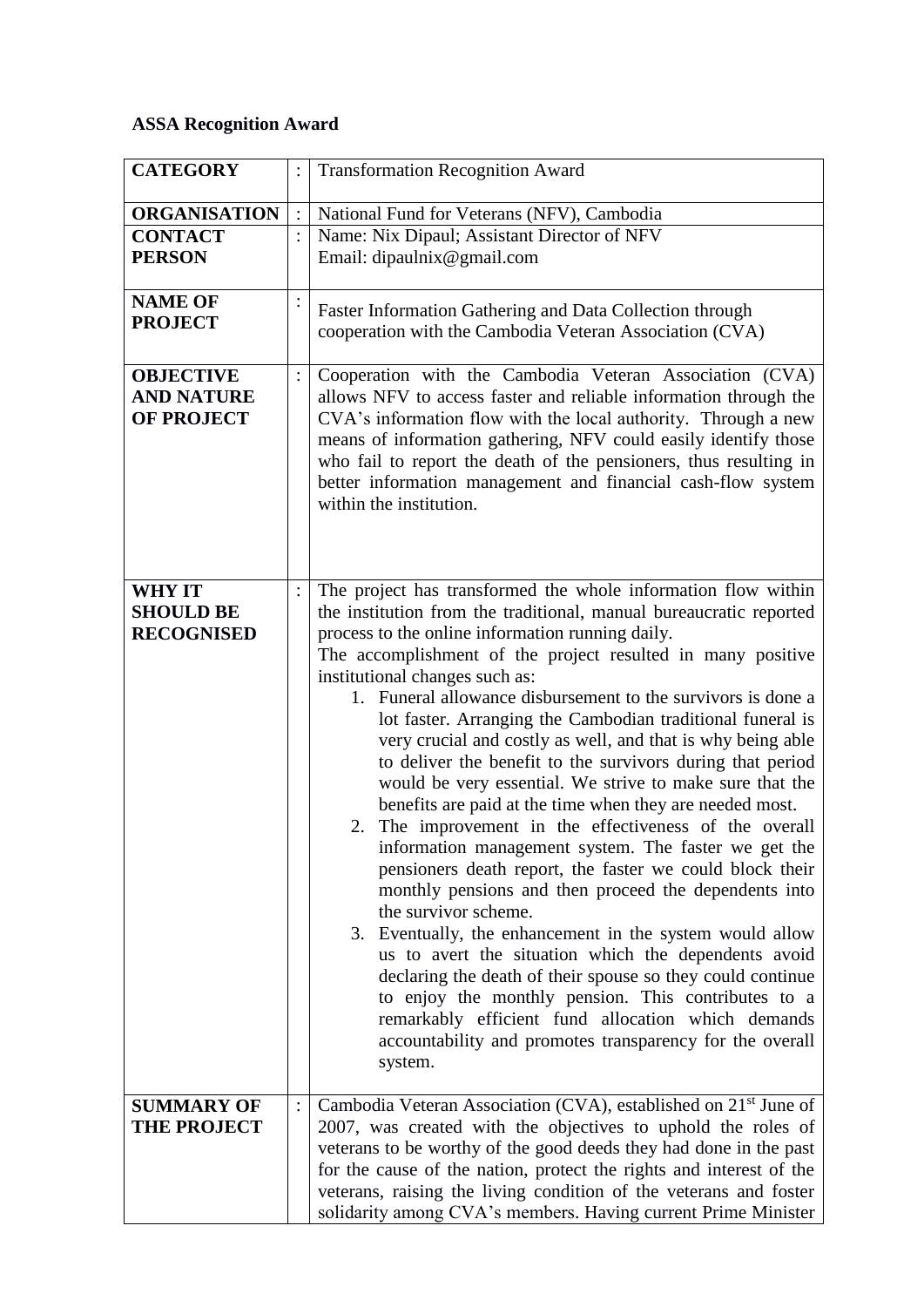**ASSA Recognition Award**

| | | |
|---|---|---|
| **CATEGORY** | : | Transformation Recognition Award |
| **ORGANISATION** | : | National Fund for Veterans (NFV), Cambodia |
| **CONTACT PERSON** | : | Name: Nix Dipaul; Assistant Director of NFV<br>Email: dipaulnix@gmail.com |
| **NAME OF PROJECT** | : | Faster Information Gathering and Data Collection through cooperation with the Cambodia Veteran Association (CVA) |
| **OBJECTIVE AND NATURE OF PROJECT** | : | Cooperation with the Cambodia Veteran Association (CVA) allows NFV to access faster and reliable information through the CVA's information flow with the local authority. Through a new means of information gathering, NFV could easily identify those who fail to report the death of the pensioners, thus resulting in better information management and financial cash-flow system within the institution. |
| **WHY IT SHOULD BE RECOGNISED** | : | The project has transformed the whole information flow within the institution from the traditional, manual bureaucratic reported process to the online information running daily.<br>The accomplishment of the project resulted in many positive institutional changes such as:<br>1. Funeral allowance disbursement to the survivors is done a lot faster. Arranging the Cambodian traditional funeral is very crucial and costly as well, and that is why being able to deliver the benefit to the survivors during that period would be very essential. We strive to make sure that the benefits are paid at the time when they are needed most.<br>2. The improvement in the effectiveness of the overall information management system. The faster we get the pensioners death report, the faster we could block their monthly pensions and then proceed the dependents into the survivor scheme.<br>3. Eventually, the enhancement in the system would allow us to avert the situation which the dependents avoid declaring the death of their spouse so they could continue to enjoy the monthly pension. This contributes to a remarkably efficient fund allocation which demands accountability and promotes transparency for the overall system. |
| **SUMMARY OF THE PROJECT** | : | Cambodia Veteran Association (CVA), established on 21st June of 2007, was created with the objectives to uphold the roles of veterans to be worthy of the good deeds they had done in the past for the cause of the nation, protect the rights and interest of the veterans, raising the living condition of the veterans and foster solidarity among CVA's members. Having current Prime Minister |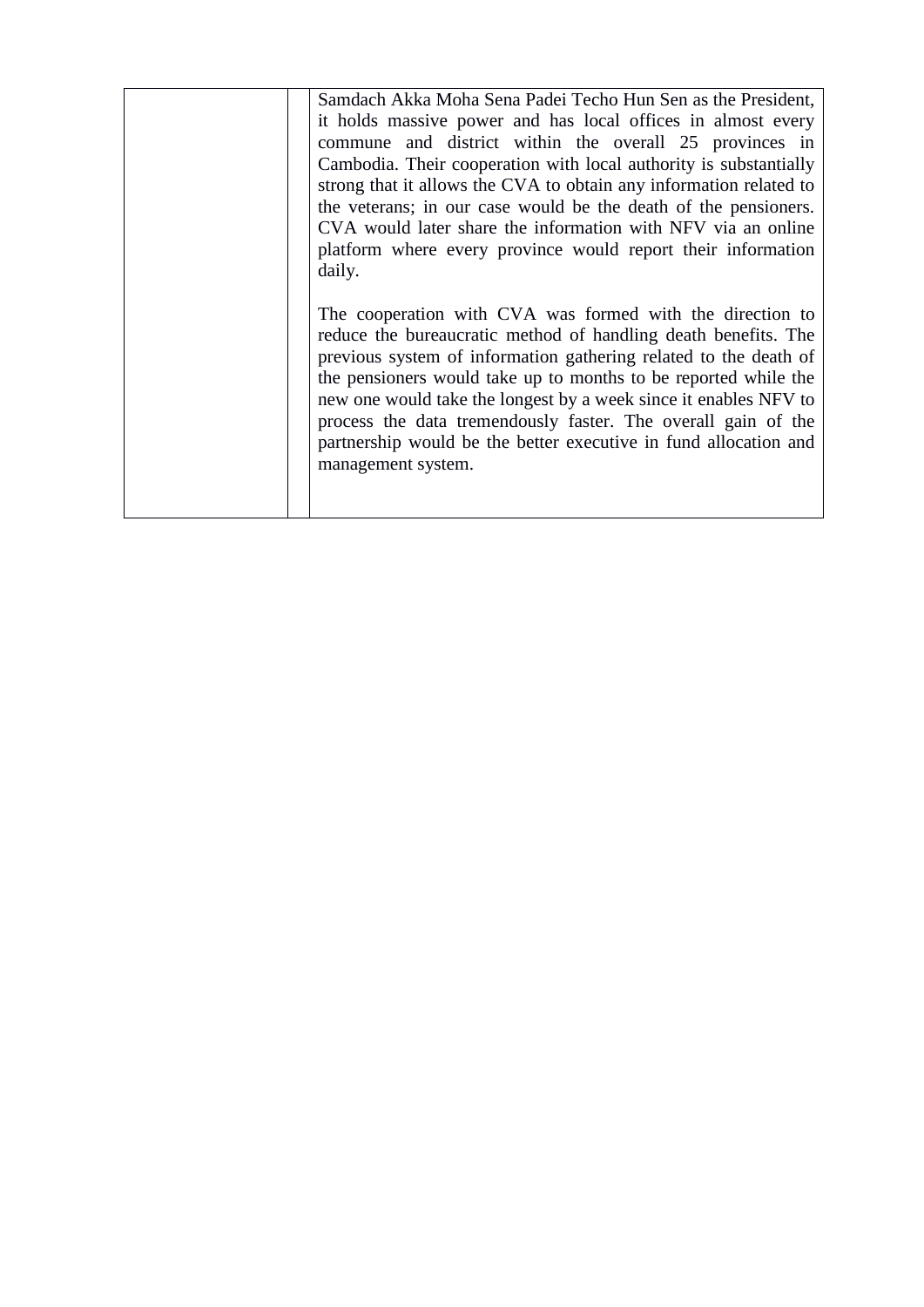| | | |
|---|---|---|
| | | Samdach Akka Moha Sena Padei Techo Hun Sen as the President, it holds massive power and has local offices in almost every commune and district within the overall 25 provinces in Cambodia. Their cooperation with local authority is substantially strong that it allows the CVA to obtain any information related to the veterans; in our case would be the death of the pensioners. CVA would later share the information with NFV via an online platform where every province would report their information daily.<br><br>The cooperation with CVA was formed with the direction to reduce the bureaucratic method of handling death benefits. The previous system of information gathering related to the death of the pensioners would take up to months to be reported while the new one would take the longest by a week since it enables NFV to process the data tremendously faster. The overall gain of the partnership would be the better executive in fund allocation and management system. |